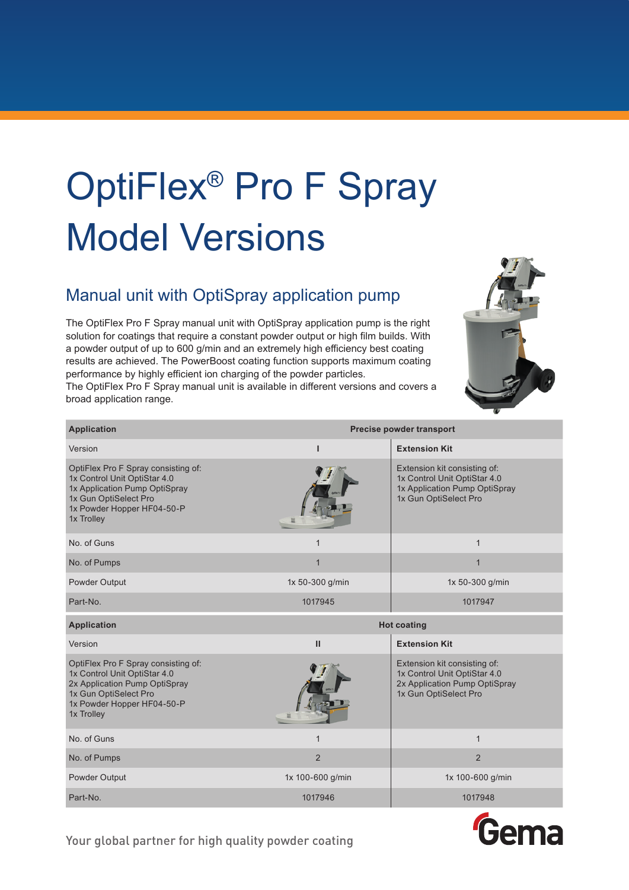# OptiFlex® Pro F Spray Model Versions

## Manual unit with OptiSpray application pump

The OptiFlex Pro F Spray manual unit with OptiSpray application pump is the right solution for coatings that require a constant powder output or high film builds. With a powder output of up to 600 g/min and an extremely high efficiency best coating results are achieved. The PowerBoost coating function supports maximum coating performance by highly efficient ion charging of the powder particles.
The OptiFlex Pro F Spray manual unit is available in different versions and covers a broad application range.

| **Application** | **Precise powder transport** | |
|---|---|---|
| Version | I | **Extension Kit** |
| OptiFlex Pro F Spray consisting of:<br>1x Control Unit OptiStar 4.0<br>1x Application Pump OptiSpray<br>1x Gun OptiSelect Pro<br>1x Powder Hopper HF04-50-P<br>1x Trolley | | Extension kit consisting of:<br>1x Control Unit OptiStar 4.0<br>1x Application Pump OptiSpray<br>1x Gun OptiSelect Pro |
| No. of Guns | 1 | 1 |
| No. of Pumps | 1 | 1 |
| Powder Output | 1x 50-300 g/min | 1x 50-300 g/min |
| Part-No. | 1017945 | 1017947 |
| **Application** | **Hot coating** | |
| Version | II | **Extension Kit** |
| OptiFlex Pro F Spray consisting of:<br>1x Control Unit OptiStar 4.0<br>2x Application Pump OptiSpray<br>1x Gun OptiSelect Pro<br>1x Powder Hopper HF04-50-P<br>1x Trolley | | Extension kit consisting of:<br>1x Control Unit OptiStar 4.0<br>2x Application Pump OptiSpray<br>1x Gun OptiSelect Pro |
| No. of Guns | 1 | 1 |
| No. of Pumps | 2 | 2 |
| Powder Output | 1x 100-600 g/min | 1x 100-600 g/min |
| Part-No. | 1017946 | 1017948 |

Your global partner for high quality powder coating

Gema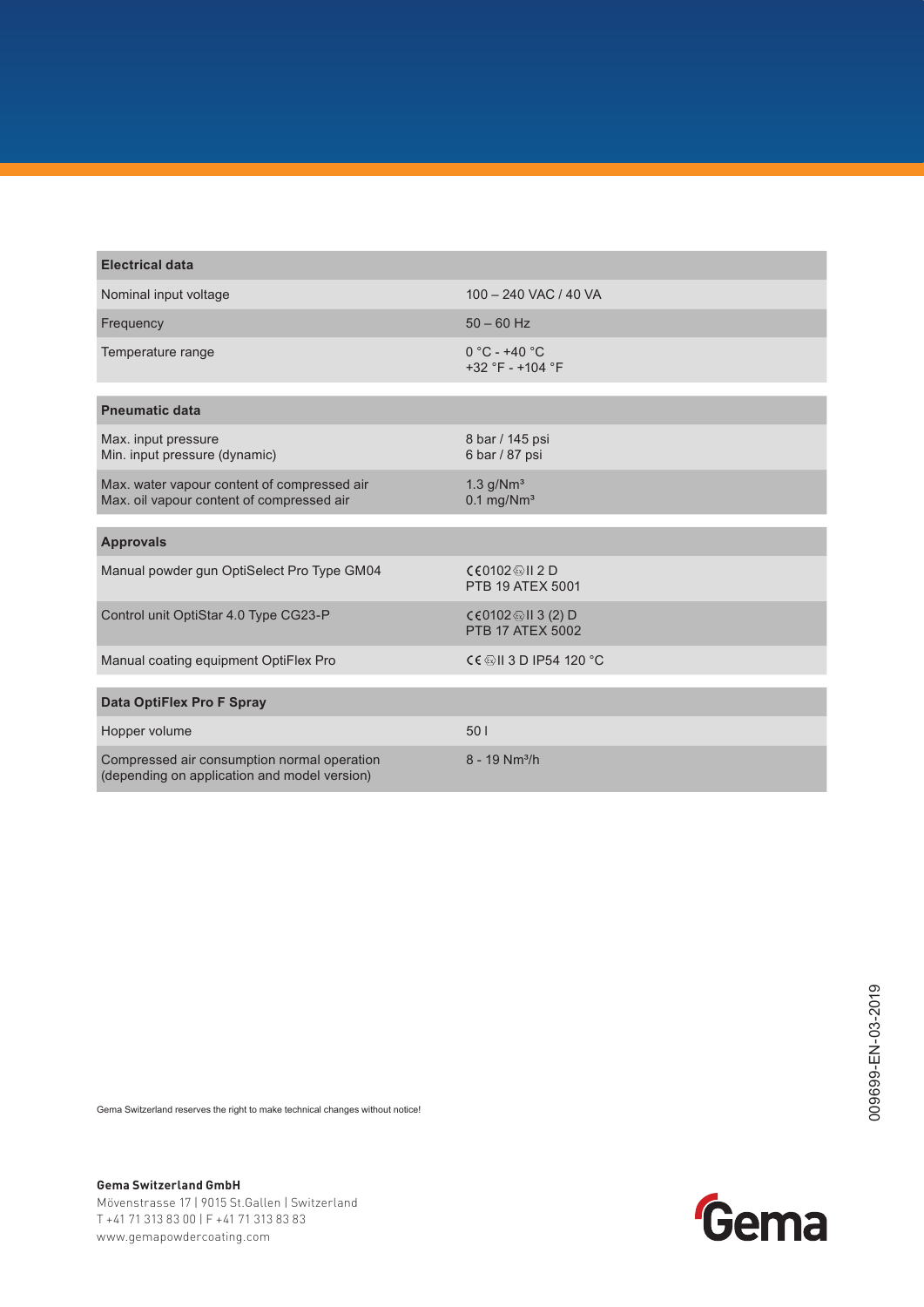| Electrical data | |
|---|---|
| Nominal input voltage | 100 – 240 VAC / 40 VA |
| Frequency | 50 – 60 Hz |
| Temperature range | 0 °C - +40 °C<br>+32 °F - +104 °F |

| Pneumatic data | |
|---|---|
| Max. input pressure<br>Min. input pressure (dynamic) | 8 bar / 145 psi<br>6 bar / 87 psi |
| Max. water vapour content of compressed air<br>Max. oil vapour content of compressed air | 1.3 g/Nm³<br>0.1 mg/Nm³ |

| Approvals | |
|---|---|
| Manual powder gun OptiSelect Pro Type GM04 | CE0102 Ex II 2 D<br>PTB 19 ATEX 5001 |
| Control unit OptiStar 4.0 Type CG23-P | CE0102 Ex II 3 (2) D<br>PTB 17 ATEX 5002 |
| Manual coating equipment OptiFlex Pro | CE Ex II 3 D IP54 120 °C |

| Data OptiFlex Pro F Spray | |
|---|---|
| Hopper volume | 50 l |
| Compressed air consumption normal operation<br>(depending on application and model version) | 8 - 19 Nm³/h |

Gema Switzerland reserves the right to make technical changes without notice!

009699-EN-03-2019

**Gema Switzerland GmbH**
Mövenstrasse 17 | 9015 St.Gallen | Switzerland
T +41 71 313 83 00 | F +41 71 313 83 83
www.gemapowdercoating.com

Gema